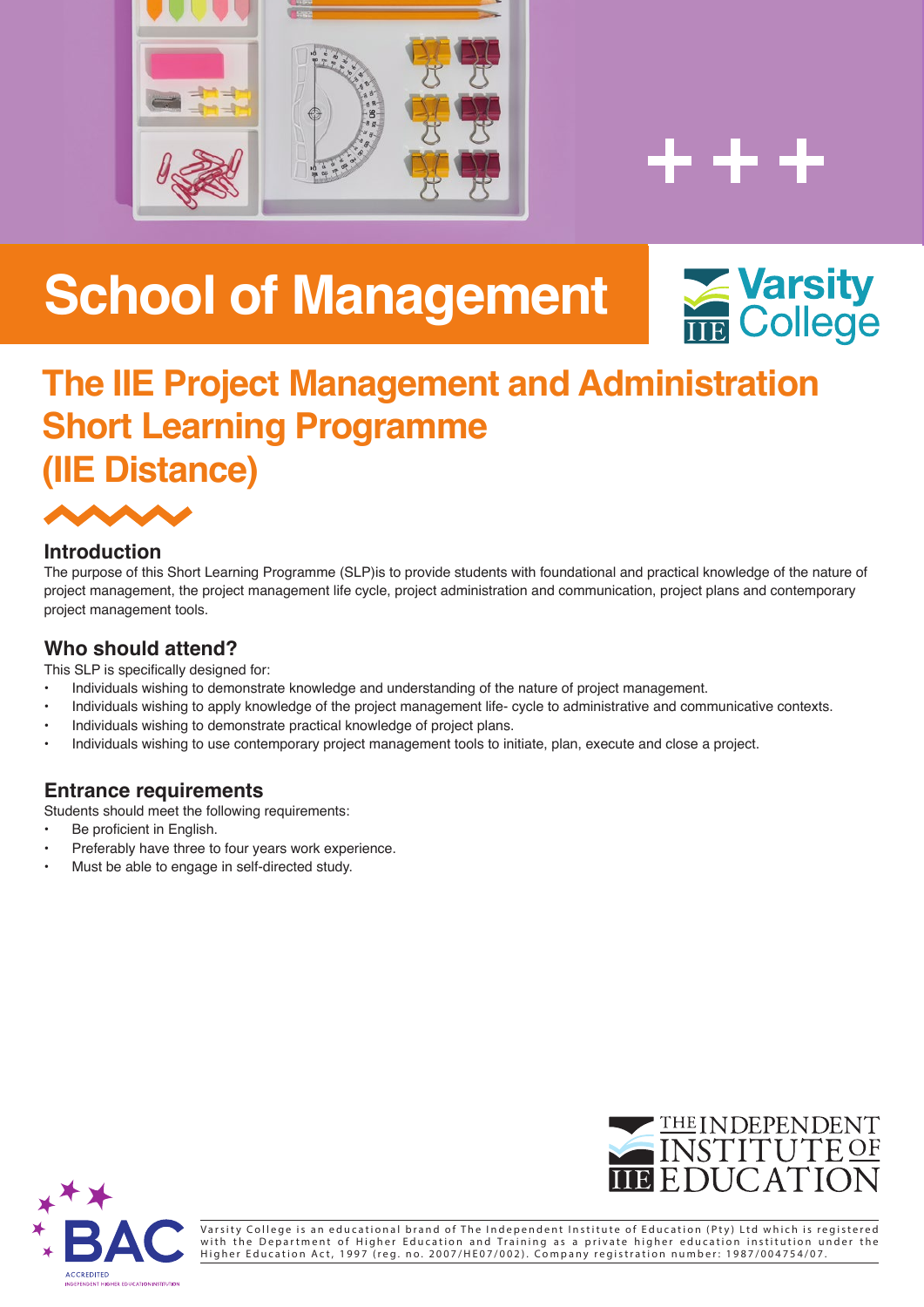# School of Management

Varsity College

## The IIE Project Management and Administration Short Learning Programme (IIE Distance)

### Introduction

The purpose of this Short Learning Programme (SLP)is to provide students with foundational and practical knowledge of the nature of project management, the project management life cycle, project administration and communication, project plans and contemporary project management tools.

### Who should attend?

This SLP is specifically designed for:

- Individuals wishing to demonstrate knowledge and understanding of the nature of project management.
- Individuals wishing to apply knowledge of the project management life- cycle to administrative and communicative contexts.
- Individuals wishing to demonstrate practical knowledge of project plans.
- Individuals wishing to use contemporary project management tools to initiate, plan, execute and close a project.

### Entrance requirements

Students should meet the following requirements:

- Be proficient in English.
- Preferably have three to four years work experience.
- Must be able to engage in self-directed study.

THE INDEPENDENT INSTITUTE OF EDUCATION

BAC ACCREDITED INDEPENDENT HIGHER EDUCATION INSTITUTION

Varsity College is an educational brand of The Independent Institute of Education (Pty) Ltd which is registered with the Department of Higher Education and Training as a private higher education institution under the Higher Education Act, 1997 (reg. no. 2007/HE07/002). Company registration number: 1987/004754/07.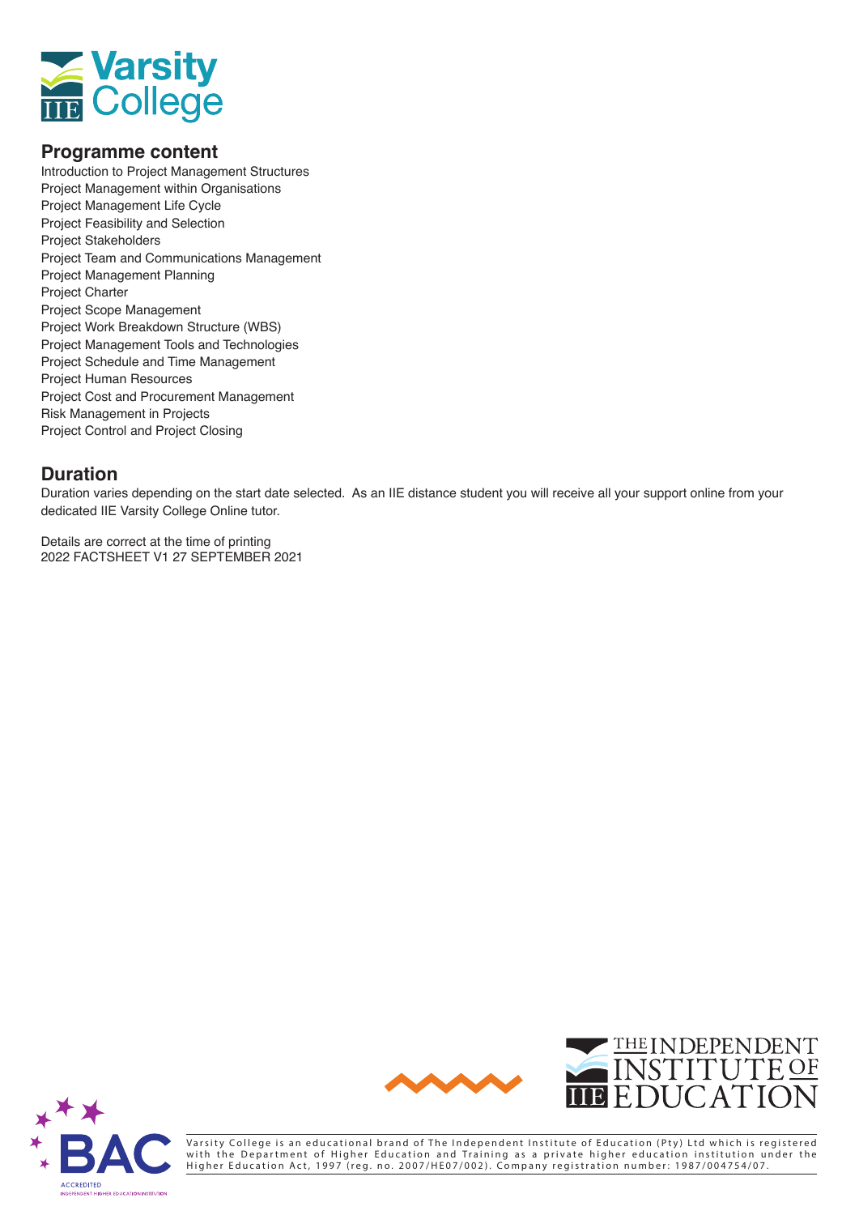## Programme content

Introduction to Project Management Structures
Project Management within Organisations
Project Management Life Cycle
Project Feasibility and Selection
Project Stakeholders
Project Team and Communications Management
Project Management Planning
Project Charter
Project Scope Management
Project Work Breakdown Structure (WBS)
Project Management Tools and Technologies
Project Schedule and Time Management
Project Human Resources
Project Cost and Procurement Management
Risk Management in Projects
Project Control and Project Closing

## Duration

Duration varies depending on the start date selected. As an IIE distance student you will receive all your support online from your dedicated IIE Varsity College Online tutor.

Details are correct at the time of printing
2022 FACTSHEET V1 27 SEPTEMBER 2021

Varsity College is an educational brand of The Independent Institute of Education (Pty) Ltd which is registered with the Department of Higher Education and Training as a private higher education institution under the Higher Education Act, 1997 (reg. no. 2007/HE07/002). Company registration number: 1987/004754/07.